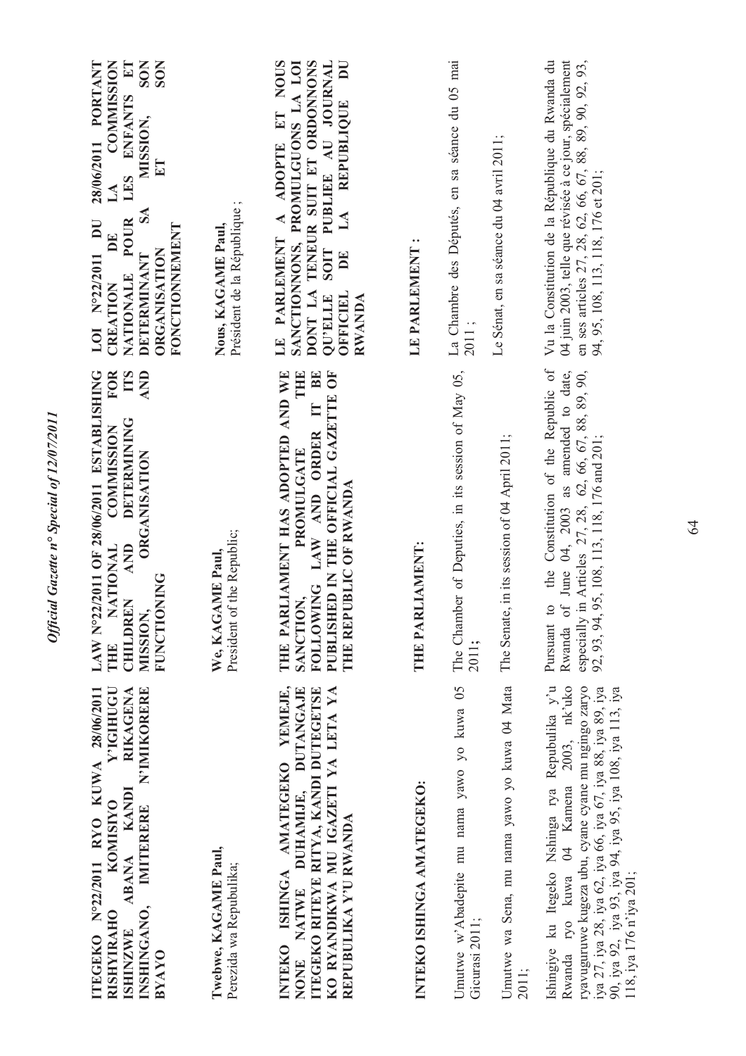**ITEGEKO N°22/2011 RYO KUWA 28/06/2011 RISHYIRAHO KOMISIYO Y'IGIHUGU ISHINZWE ABANA KANDI RIKAGENA INSHINGANO, IMITERERE N'IMIKORERE BYAYO**

**Twebwe, KAGAME Paul,**
Perezida wa Repubulika;

**INTEKO ISHINGA AMATEGEKO YEMEJE, NONE NATWE DUHAMIJE, DUTANGAJE ITEGEKO RITEYE RITYA, KANDI DUTEGETSE KO RYANDIKWA MU IGAZETI YA LETA YA REPUBULIKA Y'U RWANDA**

**INTEKO ISHINGA AMATEGEKO:**

Umutwe w'Abadepite mu nama yawo yo kuwa 05 Gicurasi 2011;

Umutwe wa Sena, mu nama yawo yo kuwa 04 Mata 2011;

Ishingiye ku Itegeko Nshinga rya Repubulika y'u Rwanda ryo kuwa 04 Kamena 2003, nk'uko ryavuguruwe kugeza ubu, cyane cyane mu ngingo zaryo iya 27, iya 28, iya 62, iya 66, iya 67, iya 88, iya 89, iya 90, iya 92, iya 93, iya 94, iya 95, iya 108, iya 113, iya 118, iya 176 n'iya 201;

**LAW N°22/2011 OF 28/06/2011 ESTABLISHING THE NATIONAL COMMISSION FOR CHILDREN AND DETERMINING ITS MISSION, ORGANISATION AND FUNCTIONING**

**We, KAGAME Paul,**
President of the Republic;

**THE PARLIAMENT HAS ADOPTED AND WE SANCTION, PROMULGATE THE FOLLOWING LAW AND ORDER IT BE PUBLISHED IN THE OFFICIAL GAZETTE OF THE REPUBLIC OF RWANDA**

**THE PARLIAMENT:**

The Chamber of Deputies, in its session of May 05, 2011;

The Senate, in its session of 04 April 2011;

Pursuant to the Constitution of the Republic of Rwanda of June 04, 2003 as amended to date, especially in Articles 27, 28, 62, 66, 67, 88, 89, 90, 92, 93, 94, 95, 108, 113, 118, 176 and 201;

**LOI N°22/2011 DU 28/06/2011 PORTANT CREATION DE LA COMMISSION NATIONALE POUR LES ENFANTS ET DETERMINANT SA MISSION, SON ORGANISATION ET SON FONCTIONNEMENT**

**Nous, KAGAME Paul,**
Président de la République ;

**LE PARLEMENT A ADOPTE ET NOUS SANCTIONNONS, PROMULGUONS LA LOI DONT LA TENEUR SUIT ET ORDONNONS QU'ELLE SOIT PUBLIEE AU JOURNAL OFFICIEL DE LA REPUBLIQUE DU RWANDA**

**LE PARLEMENT :**

La Chambre des Députés, en sa séance du 05 mai 2011 ;

Le Sénat, en sa séance du 04 avril 2011;

Vu la Constitution de la République du Rwanda du 04 juin 2003, telle que révisée à ce jour, spécialement en ses articles 27, 28, 62, 66, 67, 88, 89, 90, 92, 93, 94, 95, 108, 113, 118, 176 et 201;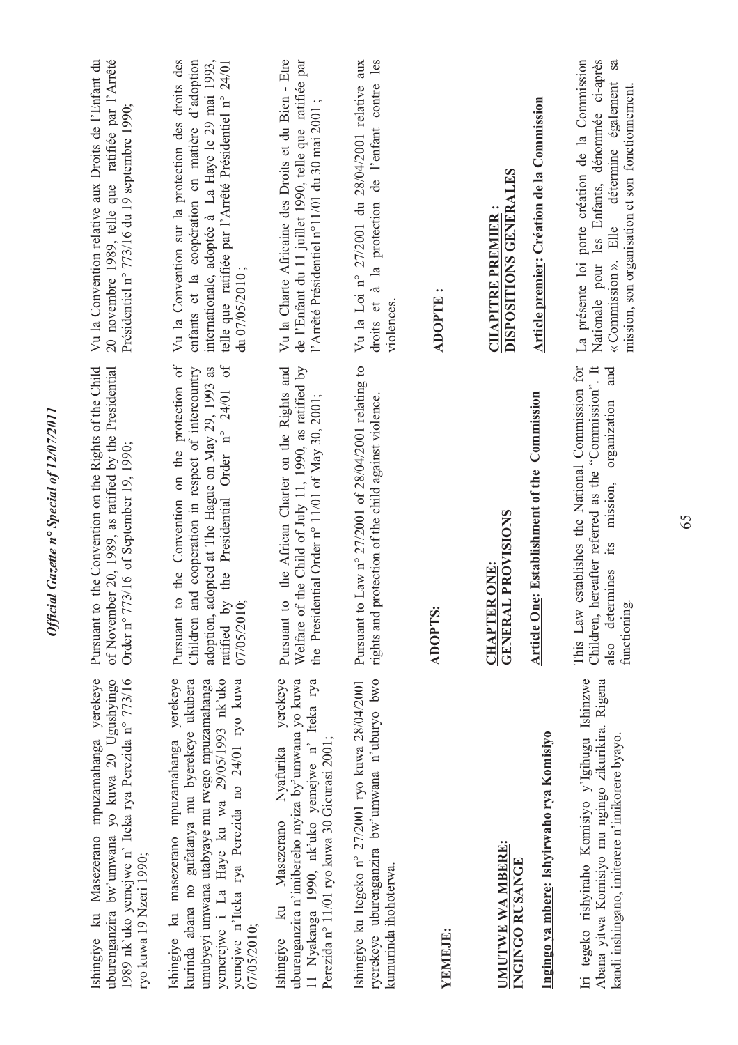Ishingiye ku Masezerano mpuzamahanga yerekeye uburenganzira bw'umwana yo kuwa 20 Ugushyingo 1989 nk'uko yemejwe n' Iteka rya Perezida n° 773/16 ryo kuwa 19 Nzeri 1990;

Ishingiye ku masezerano mpuzamahanga yerekeye kurinda abana no gufatanya mu byerekeye ukubera umubyeyi umwana utabyaye mu rwego mpuzamahanga yemerejwe i La Haye ku wa 29/05/1993 nk'uko yemejwe n'Iteka rya Perezida no 24/01 ryo kuwa 07/05/2010;

Ishingiye ku Masezerano Nyafurika yerekeye uburenganzira n'imibereho myiza by'umwana yo kuwa 11 Nyakanga 1990, nk'uko yemejwe n' Iteka rya Perezida n° 11/01 ryo kuwa 30 Gicurasi 2001;

Ishingiye ku Itegeko n° 27/2001 ryo kuwa 28/04/2001 ryerekeye uburenganzira bw'umwana n'uburyo bwo kumurinda ihohoterwa.

**YEMEJE:**

## UMUTWE WA MBERE: INGINGO RUSANGE

### Ingingo ya mbere: Ishyirwaho rya Komisiyo

Iri tegeko rishyiraho Komisiyo y'Igihugu Ishinzwe Abana yitwa Komisiyo mu ngingo zikurikira. Rigena kandi inshingano, imiterere n'imikorere byayo.

---

Pursuant to the Convention on the Rights of the Child of November 20, 1989, as ratified by the Presidential Order n° 773/16 of September 19, 1990;

Pursuant to the Convention on the protection of Children and cooperation in respect of intercountry adoption, adopted at The Hague on May 29, 1993 as ratified by the Presidential Order n° 24/01 of 07/05/2010;

Pursuant to the African Charter on the Rights and Welfare of the Child of July 11, 1990, as ratified by the Presidential Order n° 11/01 of May 30, 2001;

Pursuant to Law n° 27/2001 of 28/04/2001 relating to rights and protection of the child against violence.

**ADOPTS:**

## CHAPTER ONE: GENERAL PROVISIONS

### Article One: Establishment of the Commission

This Law establishes the National Commission for Children, hereafter referred as the "Commission". It also determines its mission, organization and functioning.

---

Vu la Convention relative aux Droits de l'Enfant du 20 novembre 1989, telle que ratifiée par l'Arrêté Présidentiel n° 773/16 du 19 septembre 1990;

Vu la Convention sur la protection des droits des enfants et la coopération en matière d'adoption internationale, adoptée à La Haye le 29 mai 1993, telle que ratifiée par l'Arrêté Présidentiel n° 24/01 du 07/05/2010 ;

Vu la Charte Africaine des Droits et du Bien - Etre de l'Enfant du 11 juillet 1990, telle que ratifiée par l'Arrêté Présidentiel n°11/01 du 30 mai 2001 ;

Vu la Loi n° 27/2001 du 28/04/2001 relative aux droits et à la protection de l'enfant contre les violences.

**ADOPTE :**

## CHAPITRE PREMIER : DISPOSITIONS GENERALES

### Article premier: Création de la Commission

La présente loi porte création de la Commission Nationale pour les Enfants, dénommée ci-après « Commission ». Elle détermine également sa mission, son organisation et son fonctionnement.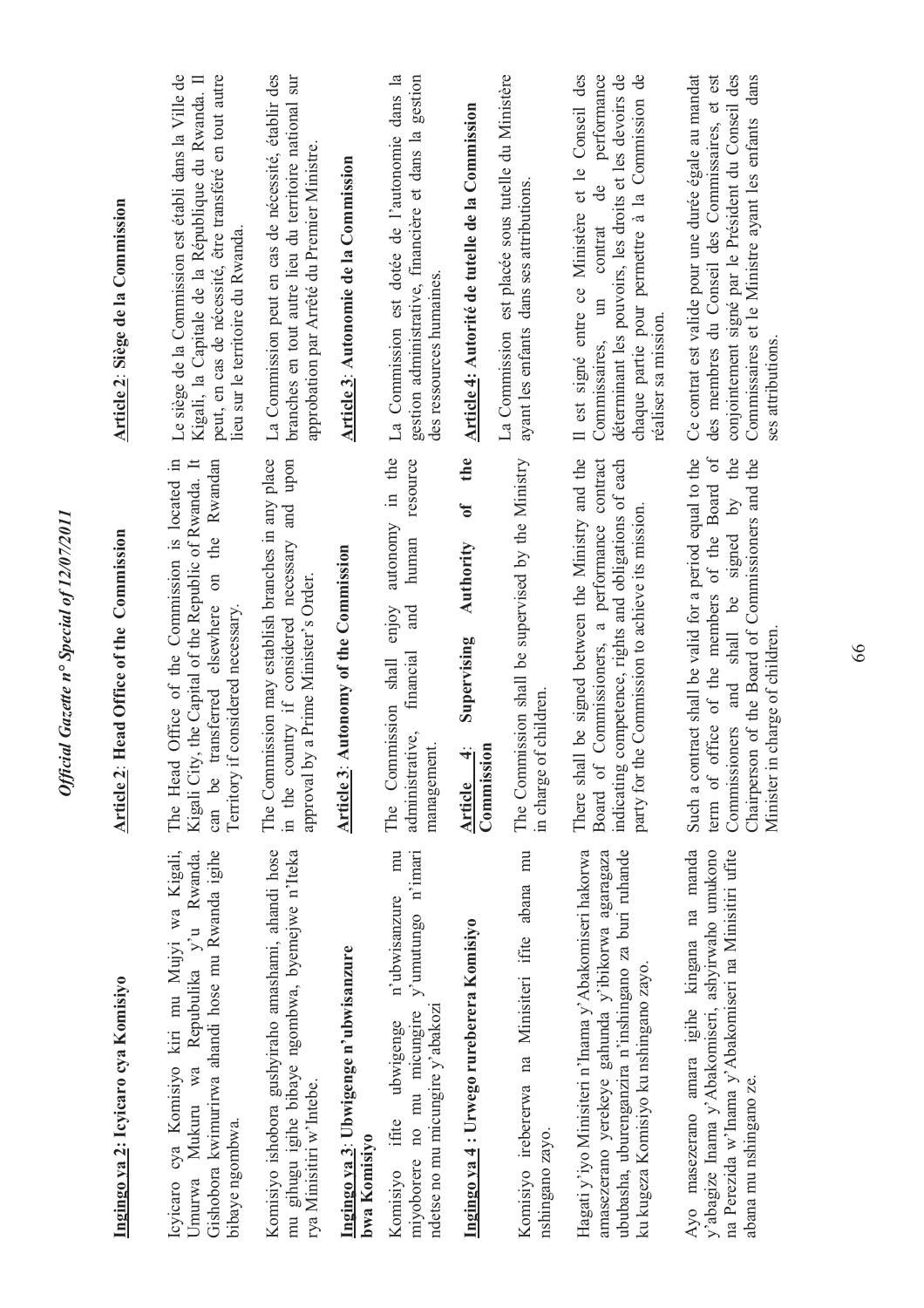**Ingingo ya 2: Icyicaro cya Komisiyo**

Icyicaro cya Komisiyo kiri mu Mujyi wa Kigali, Umurwa Mukuru wa Repubulika y'u Rwanda. Gishobora kwimurirwa ahandi hose mu Rwanda igihe bibaye ngombwa.

Komisiyo ishobora gushyiraho amashami, ahandi hose mu gihugu igihe bibaye ngombwa, byemejwe n'Iteka rya Minisitiri w'Intebe.

**Ingingo ya 3: Ubwigenge n'ubwisanzure bwa Komisiyo**

Komisiyo ifite ubwigenge n'ubwisanzure mu miyoborere no mu micungire y'umutungo n'imari ndetse no mu micungire y'abakozi

**Ingingo ya 4 : Urwego rureberera Komisiyo**

Komisiyo irebererwa na Minisiteri ifite abana mu nshingano zayo.

Hagati y'iyo Minisiteri n'Inama y'Abakomiseri hakorwa amasezerano yerekeye gahunda y'ibikorwa agaragaza ububasha, uburenganzira n'inshingano za buri ruhande ku kugeza Komisiyo ku nshingano zayo.

Ayo masezerano amara igihe kingana na manda y'abagize Inama y'Abakomiseri, ashyirwaho umukono na Perezida w'Inama y'Abakomiseri na Minisitiri ufite abana mu nshingano ze.

**Article 2: Head Office of the Commission**

The Head Office of the Commission is located in Kigali City, the Capital of the Republic of Rwanda. It can be transferred elsewhere on the Rwandan Territory if considered necessary.

The Commission may establish branches in any place in the country if considered necessary and upon approval by a Prime Minister's Order.

**Article 3: Autonomy of the Commission**

The Commission shall enjoy autonomy in the administrative, financial and human resource management.

**Article 4: Supervising Authority of the Commission**

The Commission shall be supervised by the Ministry in charge of children.

There shall be signed between the Ministry and the Board of Commissioners, a performance contract indicating competence, rights and obligations of each party for the Commission to achieve its mission.

Such a contract shall be valid for a period equal to the term of office of the members of the Board of Commissioners and shall be signed by the Chairperson of the Board of Commissioners and the Minister in charge of children.

**Article 2: Siège de la Commission**

Le siège de la Commission est établi dans la Ville de Kigali, la Capitale de la République du Rwanda. Il peut, en cas de nécessité, être transféré en tout autre lieu sur le territoire du Rwanda.

La Commission peut en cas de nécessité, établir des branches en tout autre lieu du territoire national sur approbation par Arrêté du Premier Ministre.

**Article 3: Autonomie de la Commission**

La Commission est dotée de l'autonomie dans la gestion administrative, financière et dans la gestion des ressources humaines.

**Article 4: Autorité de tutelle de la Commission**

La Commission est placée sous tutelle du Ministère ayant les enfants dans ses attributions.

Il est signé entre ce Ministère et le Conseil des Commissaires, un contrat de performance déterminant les pouvoirs, les droits et les devoirs de chaque partie pour permettre à la Commission de réaliser sa mission.

Ce contrat est valide pour une durée égale au mandat des membres du Conseil des Commissaires, et est conjointement signé par le Président du Conseil des Commissaires et le Ministre ayant les enfants dans ses attributions.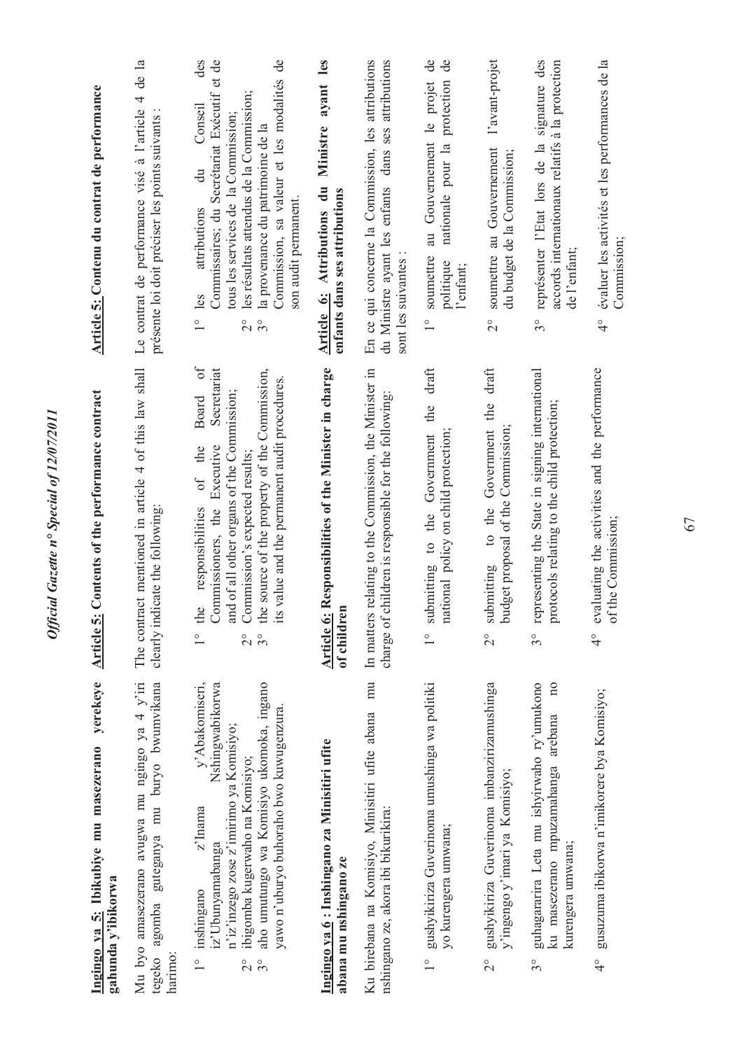**Ingingo ya 5: Ibikubiye mu masezerano yerekeye gahunda y'ibikorwa**

Mu byo amasezerano avugwa mu ngingo ya 4 y'iri tegeko agomba guteganya mu buryo bwumvikana harimo:

1° inshingano z'Inama y'Abakomiseri, iz'Ubunyamabanga Nshingwabikorwa n'iz'inzego zose z'imirimo ya Komisiyo;
2° ibigomba kugerwaho na Komisiyo;
3° aho umutungo wa Komisiyo ukomoka, ingano yawo n'uburyo buhoraho bwo kuwugenzura.

**Ingingo ya 6 : Inshingano za Minisitiri ufite abana mu nshingano ze**

Ku birebana na Komisiyo, Minisitiri ufite abana mu nshingano ze, akora ibi bikurikira:

1° gushyikiriza Guverinoma umushinga wa politiki yo kurengera umwana;

2° gushyikiriza Guverinoma imbanzirizamushinga y'ingengo y'imari ya Komisiyo;

3° guhagararira Leta mu ishyirwaho ry'umukono ku masezerano mpuzamahanga arebana no kurengera umwana;

4° gusuzuma ibikorwa n'imikorere bya Komisiyo;

**Article 5: Contents of the performance contract**

The contract mentioned in article 4 of this law shall clearly indicate the following:

1° the responsibilities of the Board of Commissioners, the Executive Secretariat and of all other organs of the Commission;
2° Commission's expected results;
3° the source of the property of the Commission, its value and the permanent audit procedures.

**Article 6: Responsibilities of the Minister in charge of children**

In matters relating to the Commission, the Minister in charge of children is responsible for the following:

1° submitting to the Government the draft national policy on child protection;

2° submitting to the Government the draft budget proposal of the Commission;

3° representing the State in signing international protocols relating to the child protection;

4° evaluating the activities and the performance of the Commission;

**Article 5: Contenu du contrat de performance**

Le contrat de performance visé à l'article 4 de la présente loi doit préciser les points suivants :

1° les attributions du Conseil des Commissaires, du Secrétariat Exécutif et de tous les services de la Commission;
2° les résultats attendus de la Commission;
3° la provenance du patrimoine de la Commission, sa valeur et les modalités de son audit permanent.

**Article 6: Attributions du Ministre ayant les enfants dans ses attributions**

En ce qui concerne la Commission, les attributions du Ministre ayant les enfants dans ses attributions sont les suivantes :

1° soumettre au Gouvernement le projet de politique nationale pour la protection de l'enfant;

2° soumettre au Gouvernement l'avant-projet du budget de la Commission;

3° représenter l'Etat lors de la signature des accords internationaux relatifs à la protection de l'enfant;

4° évaluer les activités et les performances de la Commission;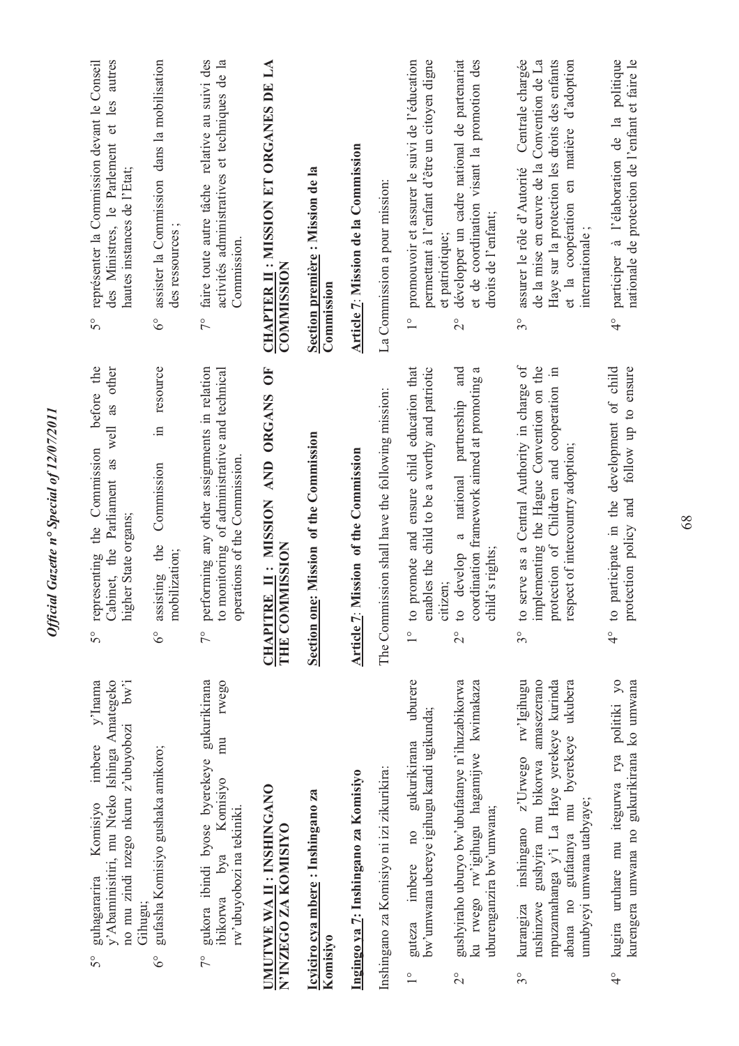5° guhagararira Komisiyo imbere y'Inama y'Abaminisitiri, mu Nteko Ishinga Amategeko no mu zindi nzego nkuru z'ubuyobozi bw'i Gihugu;

6° gufasha Komisiyo gushaka amikoro;

7° gukora ibindi byose byerekeye gukurikirana ibikorwa bya Komisiyo mu rwego rw'ubuyobozi na tekiniki.

## UMUTWE WA II : INSHINGANO N'INZEGO ZA KOMISIYO

**Icyiciro cya mbere : Inshingano za Komisiyo**

**Ingingo ya 7: Inshingano za Komisiyo**

Inshingano za Komisiyo ni izi zikurikira:

1° guteza imbere no gukurikirana uburere bw'umwana ubereye igihugu kandi ugikunda;

2° gushyiraho uburyo bw'ubufatanye n'ihuzabikorwa ku rwego rw'igihugu hagamijwe kwimakaza uburenganzira bw'umwana;

3° kurangiza inshingano z'Urwego rw'Igihugu rushinzwe gushyira mu bikorwa amasezerano mpuzamahanga y'i La Haye yerekeye kurinda abana no gufatanya mu byerekeye ukubera umubyeyi umwana utabyaye;

4° kugira uruhare mu itegurwa rya politiki yo kurengera umwana no gukurikirana ko umwana

5° representing the Commission before the Cabinet, the Parliament as well as other higher State organs;

6° assisting the Commission in resource mobilization;

7° performing any other assignments in relation to monitoring of administrative and technical operations of the Commission.

## CHAPITRE II : MISSION AND ORGANS OF THE COMMISSION

**Section one: Mission of the Commission**

**Article 7: Mission of the Commission**

The Commission shall have the following mission:

1° to promote and ensure child education that enables the child to be a worthy and patriotic citizen;

2° to develop a national partnership and coordination framework aimed at promoting a child's rights;

3° to serve as a Central Authority in charge of implementing the Hague Convention on the protection of Children and cooperation in respect of intercountry adoption;

4° to participate in the development of child protection policy and follow up to ensure

5° représenter la Commission devant le Conseil des Ministres, le Parlement et les autres hautes instances de l'Etat;

6° assister la Commission dans la mobilisation des ressources ;

7° faire toute autre tâche relative au suivi des activités administratives et techniques de la Commission.

## CHAPTER II : MISSION ET ORGANES DE LA COMMISSION

**Section première : Mission de la Commission**

**Article 7: Mission de la Commission**

La Commission a pour mission:

1° promouvoir et assurer le suivi de l'éducation permettant à l'enfant d'être un citoyen digne et patriotique;

2° développer un cadre national de partenariat et de coordination visant la promotion des droits de l'enfant;

3° assurer le rôle d'Autorité Centrale chargée de la mise en œuvre de la Convention de La Haye sur la protection les droits des enfants et la coopération en matière d'adoption internationale ;

4° participer à l'élaboration de la politique nationale de protection de l'enfant et faire le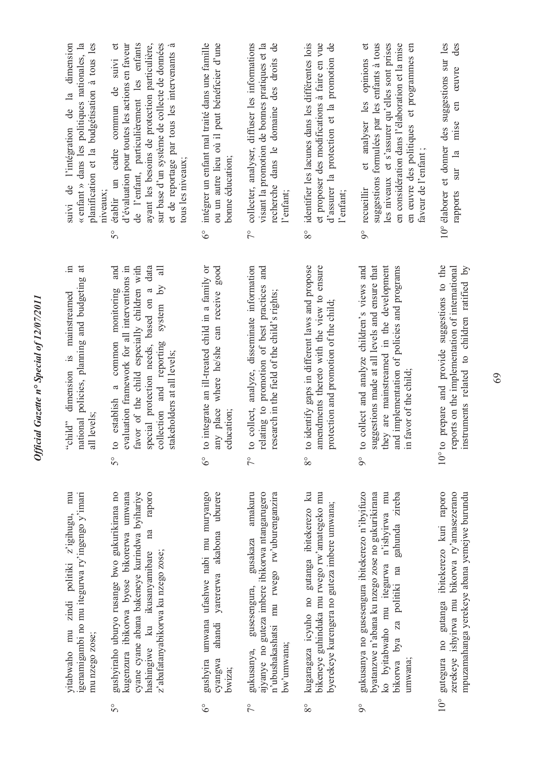yitabwaho mu zindi politiki z'igihugu, mu igenamigambi no mu itegurwa ry'ingengo y'imari mu nzego zose;

5° gushyiraho uburyo rusange bwo gukurikirana no kugenzura ibikorwa byose bikorerwa umwana cyane cyane abana bakeneye kurindwa byihariye hashingiwe ku ikusanyamibare na raporo z'abafatanyabikorwa ku nzego zose;

6° gushyira umwana ufashwe nabi mu muryango cyangwa ahandi yarererwa akabona uburere bwiza;

7° gukusanya, gusesengura, gusakaza amakuru ajyanye no guteza imbere ibikorwa ntangarugero n'ubushakashatsi mu rwego rw'uburenganzira bw'umwana;

8° kugaragaza icyuho no gutanga ibitekerezo ku bikeneye guhinduka mu rwego rw'amategeko mu byerekeye kurengera no guteza imbere umwana;

9° gukusanya no gusesengura ibitekerezo n'ibyifuzo byatanzwe n'abana ku nzego zose no gukurikirana ko byitabwaho mu itegurwa n'ishyirwa mu bikorwa bya za politiki na gahunda zireba umwana;

10° gutegura no gutanga ibitekerezo kuri raporo zerekeye ishyirwa mu bikorwa ry'amasezerano mpuzamahanga yerekeye abana yemejwe burundu

"child" dimension is mainstreamed in national policies, planning and budgeting at all levels;

5° to establish a common monitoring and evaluation framework for all interventions in favor of the child especially children with special protection needs, based on a data collection and reporting system by all stakeholders at all levels;

6° to integrate an ill-treated child in a family or any place where he/she can receive good education;

7° to collect, analyze, disseminate information relating to promotion of best practices and research in the field of the child's rights;

8° to identify gaps in different laws and propose amendments thereto with the view to ensure protection and promotion of the child;

9° to collect and analyze children's views and suggestions made at all levels and ensure that they are mainstreamed in the development and implementation of policies and programs in favor of the child;

10° to prepare and provide suggestions to the reports on the implementation of international instruments related to children ratified by

suivi de l'intégration de la dimension « enfant » dans les politiques nationales, la planification et la budgétisation à tous les niveaux;

5° établir un cadre commun de suivi et d'évaluation pour toutes les actions en faveur de l'enfant, particulièrement les enfants ayant les besoins de protection particulière, sur base d'un système de collecte de données et de reportage par tous les intervenants à tous les niveaux;

6° intégrer un enfant mal traité dans une famille ou un autre lieu où il peut bénéficier d'une bonne éducation;

7° collecter, analyser, diffuser les informations visant la promotion de bonnes pratiques et la recherche dans le domaine des droits de l'enfant;

8° identifier les lacunes dans les différentes lois et proposer des modifications à faire en vue d'assurer la protection et la promotion de l'enfant;

9° recueillir et analyser les opinions et suggestions formulées par les enfants à tous les niveaux et s'assurer qu'elles sont prises en considération dans l'élaboration et la mise en œuvre des politiques et programmes en faveur de l'enfant ;

10° élaborer et donner des suggestions sur les rapports sur la mise en œuvre des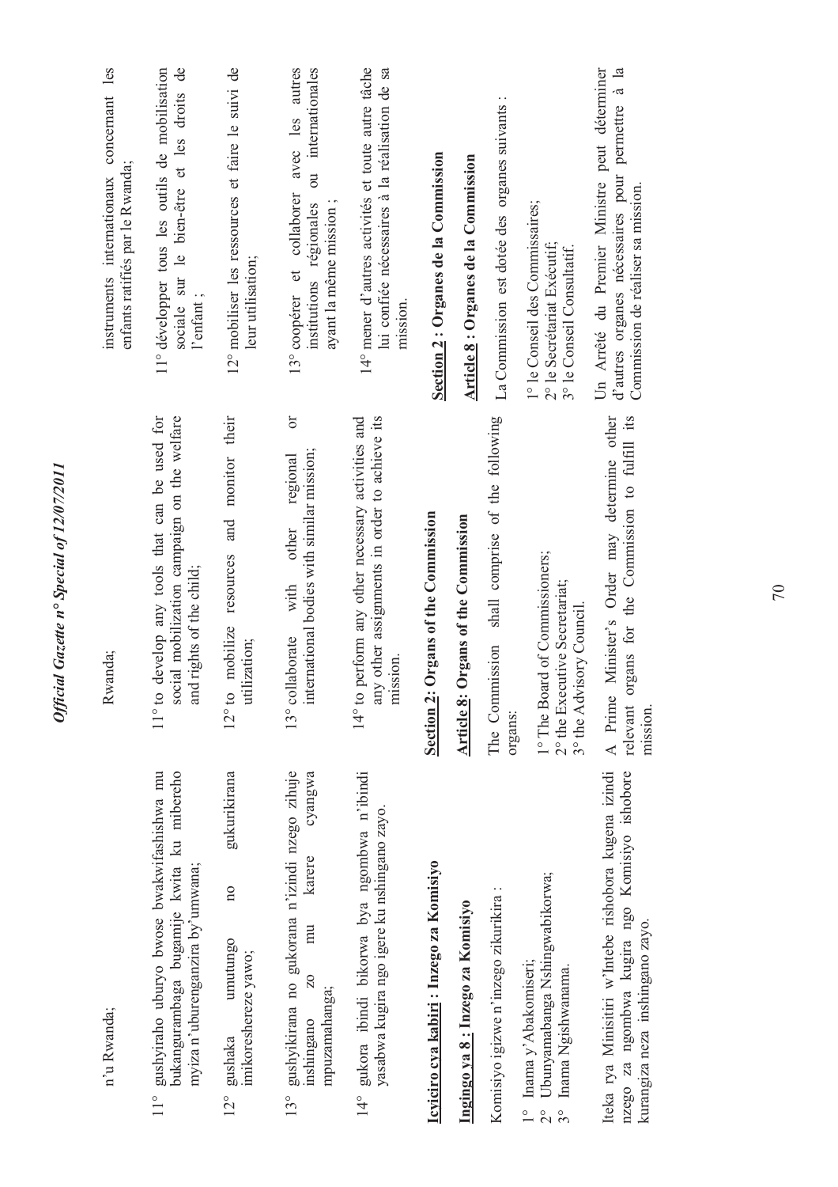n'u Rwanda;

11° gushyiraho uburyo bwose bwakwifashishwa mu bukangurambaga bugamije kwita ku mibereho myiza n'uburenganzira by'umwana;

12° gushaka umutungo no gukurikirana imikoreshereze yawo;

13° gushyikirana no gukorana n'izindi nzego zihuje inshingano zo mu karere cyangwa mpuzamahanga;

14° gukora ibindi bikorwa bya ngombwa n'ibindi yasabwa kugira ngo igere ku nshingano zayo.

**Icyiciro cya kabiri : Inzego za Komisiyo**

**Ingingo ya 8 : Inzego za Komisiyo**

Komisiyo igizwe n'inzego zikurikira :

1° Inama y'Abakomiseri;
2° Ubunyamabanga Nshingwabikorwa;
3° Inama Ngishwanama.

Iteka rya Minisitiri w'Intebe rishobora kugena izindi nzego za ngombwa kugira ngo Komisiyo ishobore kurangiza neza inshingano zayo.

Rwanda;

11° to develop any tools that can be used for social mobilization campaign on the welfare and rights of the child;

12° to mobilize resources and monitor their utilization;

13° collaborate with other regional or international bodies with similar mission;

14° to perform any other necessary activities and any other assignments in order to achieve its mission.

**Section 2: Organs of the Commission**

**Article 8: Organs of the Commission**

The Commission shall comprise of the following organs:

1° The Board of Commissioners;
2° the Executive Secretariat;
3° the Advisory Council.

A Prime Minister's Order may determine other relevant organs for the Commission to fulfill its mission.

instruments internationaux concernant les enfants ratifiés par le Rwanda;

11° développer tous les outils de mobilisation sociale sur le bien-être et les droits de l'enfant ;

12° mobiliser les ressources et faire le suivi de leur utilisation;

13° coopérer et collaborer avec les autres institutions régionales ou internationales ayant la même mission ;

14° mener d'autres activités et toute autre tâche lui confiée nécessaires à la réalisation de sa mission.

**Section 2 : Organes de la Commission**

**Article 8 : Organes de la Commission**

La Commission est dotée des organes suivants :

1° le Conseil des Commissaires;
2° le Secrétariat Exécutif;
3° le Conseil Consultatif.

Un Arrêté du Premier Ministre peut déterminer d'autres organes nécessaires pour permettre à la Commission de réaliser sa mission.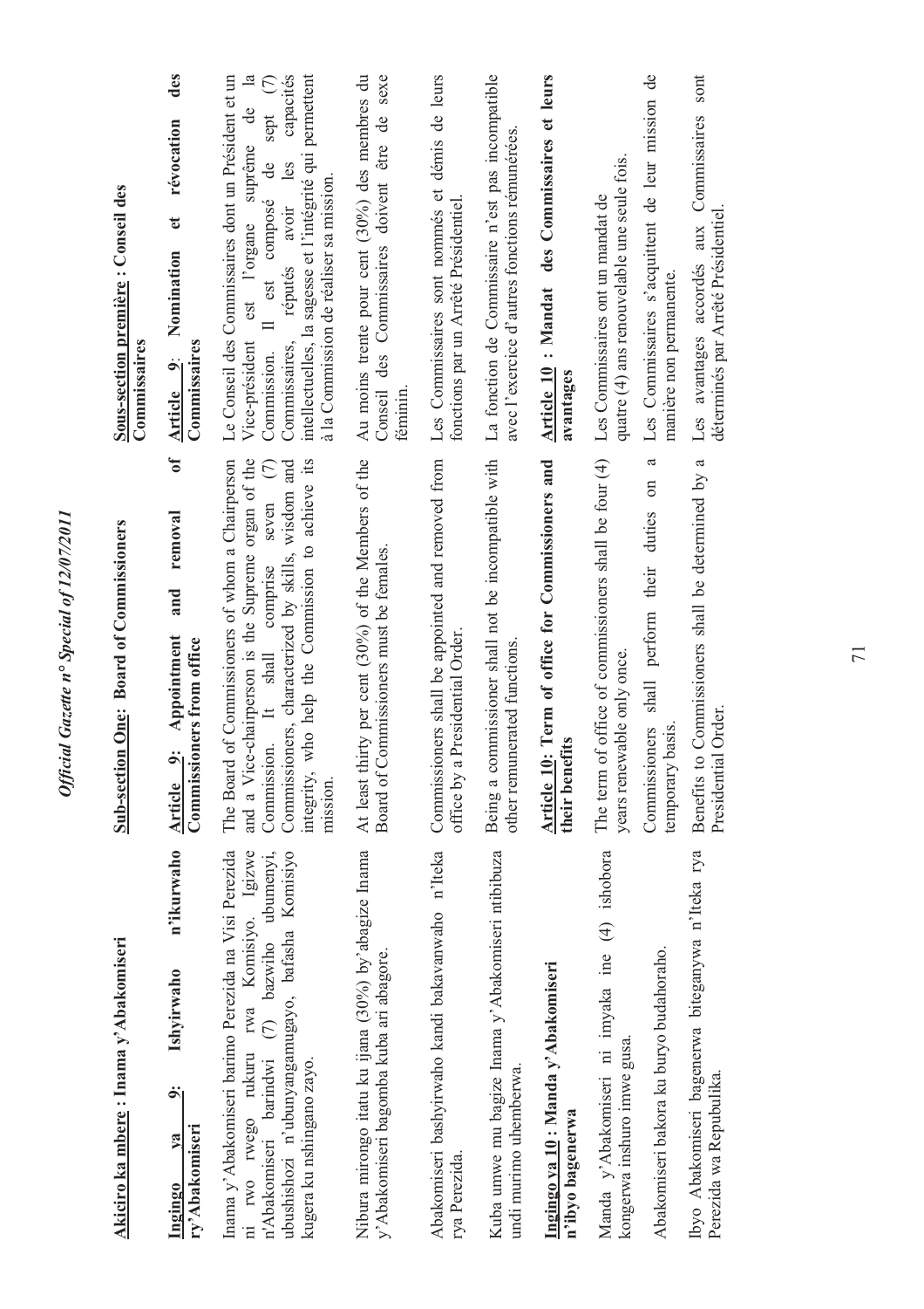**Akiciro ka mbere : Inama y'Abakomiseri**

**Ingingo ya 9: Ishyirwaho n'ikurwaho ry'Abakomiseri**

Inama y'Abakomiseri barimo Perezida na Visi Perezida ni rwo rwego rukuru rwa Komisiyo. Igizwe n'Abakomiseri barindwi (7) bazwiho ubumenyi, ubushishozi n'ubunyangamugayo, bafasha Komisiyo kugera ku nshingano zayo.

Nibura mirongo itatu ku ijana (30%) by'abagize Inama y'Abakomiseri bagomba kuba ari abagore.

Abakomiseri bashyirwaho kandi bakavanwaho n'Iteka rya Perezida.

Kuba umwe mu bagize Inama y'Abakomiseri ntibibuza undi murimo uhemberwa.

**Ingingo ya 10: Manda y'Abakomiseri n'ibyo bagenerwa**

Manda y'Abakomiseri ni imyaka ine (4) ishobora kongerwa inshuro imwe gusa.

Abakomiseri bakora ku buryo budahoraho.

Ibyo Abakomiseri bagenerwa biteganywa n'Iteka rya Perezida wa Repubulika.

**Sub-section One: Board of Commissioners**

**Article 9: Appointment and removal of Commissioners from office**

The Board of Commissioners of whom a Chairperson and a Vice-chairperson is the Supreme organ of the Commission. It shall comprise seven (7) Commissioners, characterized by skills, wisdom and integrity, who help the Commission to achieve its mission.

At least thirty per cent (30%) of the Members of the Board of Commissioners must be females.

Commissioners shall be appointed and removed from office by a Presidential Order.

Being a commissioner shall not be incompatible with other remunerated functions.

**Article 10: Term of office for Commissioners and their benefits**

The term of office of commissioners shall be four (4) years renewable only once.

Commissioners shall perform their duties on a temporary basis.

Benefits to Commissioners shall be determined by a Presidential Order.

**Sous-section première : Conseil des Commissaires**

**Article 9: Nomination et révocation des Commissaires**

Le Conseil des Commissaires dont un Président et un Vice-président est l'organe suprême de la Commission. Il est composé de sept (7) Commissaires, réputés avoir les capacités intellectuelles, la sagesse et l'intégrité qui permettent à la Commission de réaliser sa mission.

Au moins trente pour cent (30%) des membres du Conseil des Commissaires doivent être de sexe féminin.

Les Commissaires sont nommés et démis de leurs fonctions par un Arrêté Présidentiel.

La fonction de Commissaire n'est pas incompatible avec l'exercice d'autres fonctions rémunérées.

**Article 10 : Mandat des Commissaires et leurs avantages**

Les Commissaires ont un mandat de quatre (4) ans renouvelable une seule fois.

Les Commissaires s'acquittent de leur mission de manière non permanente.

Les avantages accordés aux Commissaires sont déterminés par Arrêté Présidentiel.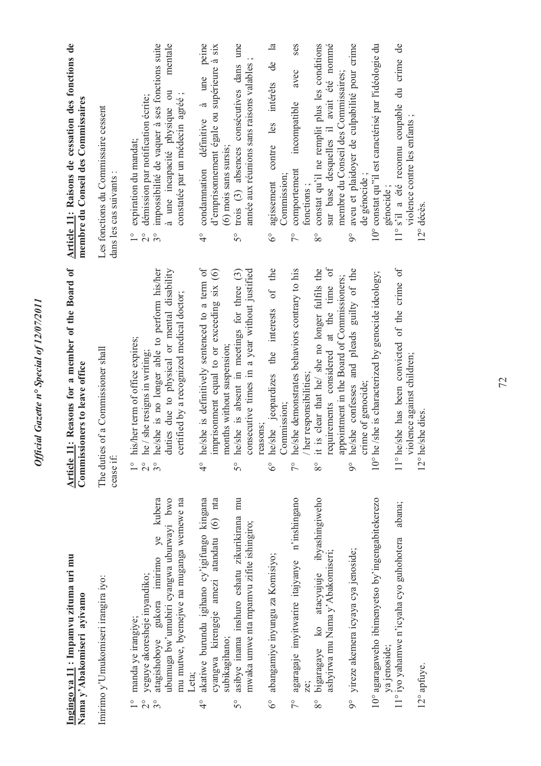**Ingingo ya 11 : Impamvu zituma uri mu Nama y'Abakomiseri ayivamo**

Imirimo y'Umukomiseri irangira iyo:

1° manda ye irangiye;
2° yeguye akoresheje inyandiko;
3° atagishoboye gukora imirimo ye kubera ubumuga bw'umubiri cyangwa uburwayi bwo mu mutwe, byemejwe na muganga wemewe na Leta;
4° akatiwe burundu igihano cy'igifungo kingana cyangwa kirengeje amezi atandatu (6) nta subikagihano;
5° asibye inama inshuro eshatu zikurikirana mu mwaka umwe nta mpamvu zifite ishingiro;
6° abangamiye inyungu za Komisiyo;
7° agaragaje imyitwarire itajyanye n'inshingano ze;
8° bigaragaye ko atacyujuje ibyashingiweho ashyirwa mu Nama y'Abakomiseri;
9° yireze akemera icyaha cya jenoside;
10° agaragaweho ibimenyetso by'ingengabitekerezo ya jenoside;
11° iyo yahamwe n'icyaha cyo guhohotera abana;
12° apfuye.

**Article 11: Reasons for a member of the Board of Commissioners to leave office**

The duties of a Commissioner shall cease if:

1° his/her term of office expires;
2° he / she resigns in writing;
3° he/she is no longer able to perform his/her duties due to physical or mental disability certified by a recognized medical doctor;
4° he/she is definitively sentenced to a term of imprisonment equal to or exceeding six (6) months without suspension;
5° he/she is absent in meetings for three (3) consecutive times in a year without justified reasons;
6° he/she jeopardizes the interests of the Commission;
7° he/she demonstrates behaviors contrary to his /her responsibilities;
8° it is clear that he/ she no longer fulfils the requirements considered at the time of appointment in the Board of Commissioners;
9° he/she confesses and pleads guilty of the crime of genocide;
10° he /she is characterized by genocide ideology;
11° he/she has been convicted of the crime of violence against children;
12° he/she dies.

**Article 11: Raisons de cessation des fonctions de membre du Conseil des Commissaires**

Les fonctions du Commissaire cessent dans les cas suivants :

1° expiration du mandat;
2° démission par notification écrite;
3° impossibilité de vaquer à ses fonctions suite à une incapacité physique ou mentale constatée par un médecin agréé ;
4° condamnation définitive à une peine d'emprisonnement égale ou supérieure à six (6) mois sans sursis;
5° trois (3) absences consécutives dans une année aux réunions sans raisons valables ;
6° agissement contre les intérêts de la Commission;
7° comportement incompatible avec ses fonctions ;
8° constat qu'il ne remplit plus les conditions sur base desquelles il avait été nommé membre du Conseil des Commissaires;
9° aveu et plaidoyer de culpabilité pour crime de génocide ;
10° constat qu''il est caractérisé par l'idéologie du génocide ;
11° s'il a été reconnu coupable du crime de violence contre les enfants ;
12° décès.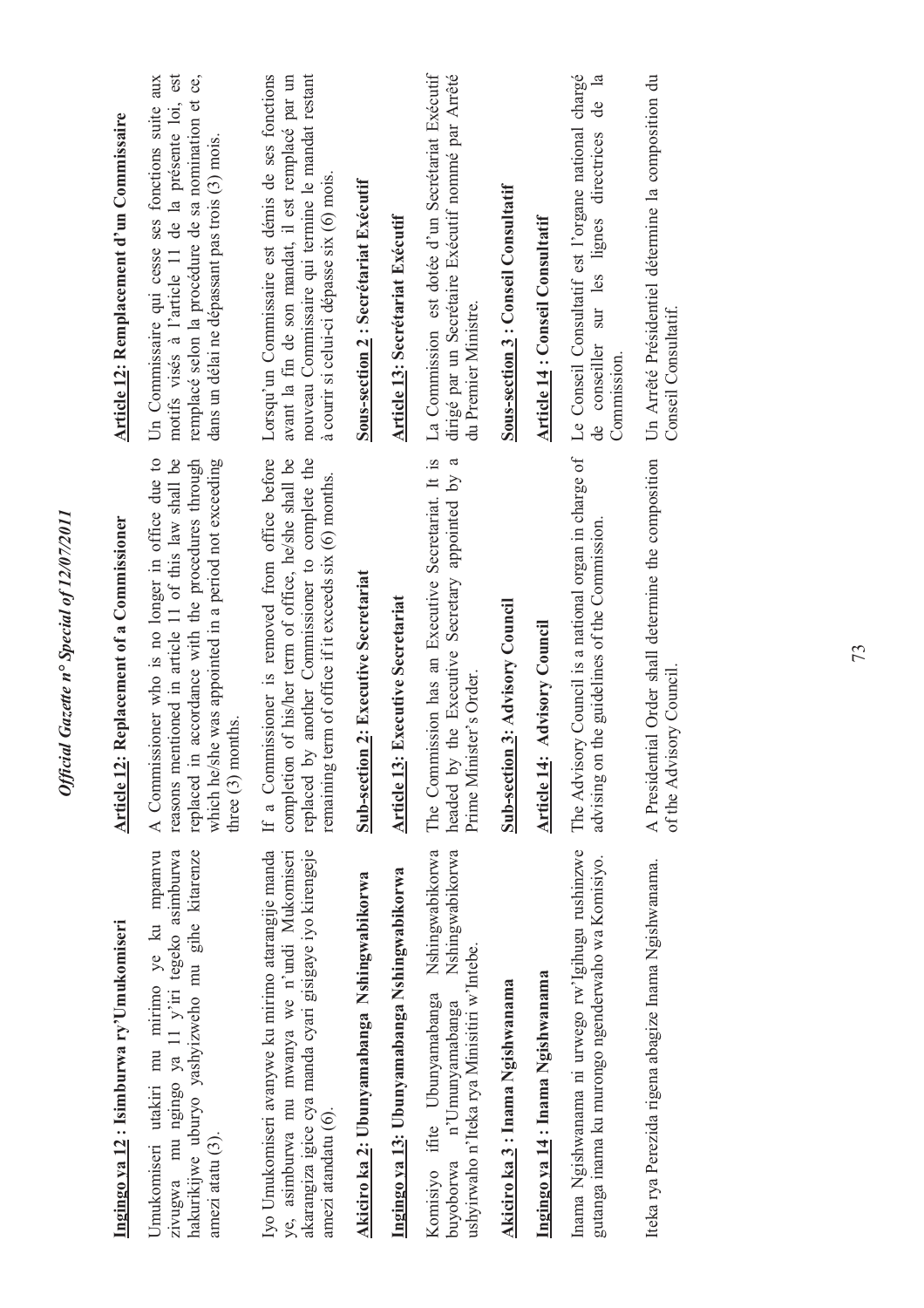**Ingingo ya 12 : Isimburwa ry'Umukomiseri**

Umukomiseri utakiri mu mirimo ye ku mpamvu zivugwa mu ngingo ya 11 y'iri tegeko asimburwa hakurikijwe uburyo yashyizweho mu gihe kitarenze amezi atatu (3).

Iyo Umukomiseri avanywe ku mirimo atarangije manda ye, asimburwa mu mwanya we n'undi Mukomiseri akarangiza igice cya manda cyari gisigaye iyo kirengeje amezi atandatu (6).

**Akiciro ka 2 : Ubunyamabanga Nshingwabikorwa**

**Ingingo ya 13: Ubunyamabanga Nshingwabikorwa**

Komisiyo ifite Ubunyamabanga Nshingwabikorwa buyoborwa n'Umunyamabanga Nshingwabikorwa ushyirwaho n'Iteka rya Minisitiri w'Intebe.

**Akiciro ka 3 : Inama Ngishwanama**

**Ingingo ya 14 : Inama Ngishwanama**

Inama Ngishwanama ni urwego rw'Igihugu rushinzwe gutanga inama ku murongo ngenderwaho wa Komisiyo.

Iteka rya Perezida rigena abagize Inama Ngishwanama.

**Article 12: Replacement of a Commissioner**

A Commissioner who is no longer in office due to reasons mentioned in article 11 of this law shall be replaced in accordance with the procedures through which he/she was appointed in a period not exceeding three (3) months.

If a Commissioner is removed from office before completion of his/her term of office, he/she shall be replaced by another Commissioner to complete the remaining term of office if it exceeds six (6) months.

**Sub-section 2: Executive Secretariat**

**Article 13: Executive Secretariat**

The Commission has an Executive Secretariat. It is headed by the Executive Secretary appointed by a Prime Minister's Order.

**Sub-section 3: Advisory Council**

**Article 14: Advisory Council**

The Advisory Council is a national organ in charge of advising on the guidelines of the Commission.

A Presidential Order shall determine the composition of the Advisory Council.

**Article 12: Remplacement d'un Commissaire**

Un Commissaire qui cesse ses fonctions suite aux motifs visés à l'article 11 de la présente loi, est remplacé selon la procédure de sa nomination et ce, dans un délai ne dépassant pas trois (3) mois.

Lorsqu'un Commissaire est démis de ses fonctions avant la fin de son mandat, il est remplacé par un nouveau Commissaire qui termine le mandat restant à courir si celui-ci dépasse six (6) mois.

**Sous-section 2 : Secrétariat Exécutif**

**Article 13: Secrétariat Exécutif**

La Commission est dotée d'un Secrétariat Exécutif dirigé par un Secrétaire Exécutif nommé par Arrêté du Premier Ministre.

**Sous-section 3 : Conseil Consultatif**

**Article 14 : Conseil Consultatif**

Le Conseil Consultatif est l'organe national chargé de conseiller sur les lignes directrices de la Commission.

Un Arrêté Présidentiel détermine la composition du Conseil Consultatif.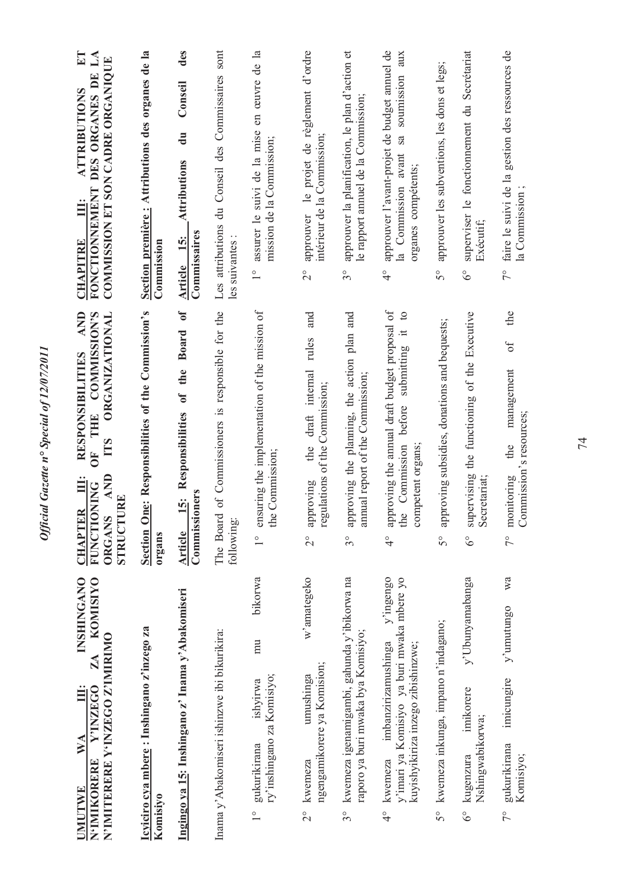**UMUTWE WA III: INSHINGANO N'IMIKORERE Y'INZEGO ZA KOMISIYO N'IMITERERE Y'INZEGO Z'IMIRIMO**

**Icyiciro cya mbere : Inshingano z'inzego za Komisiyo**

**Ingingo ya 15: Inshingano z' Inama y'Abakomiseri**

Inama y'Abakomiseri ishinzwe ibi bikurikira:

1° gukurikirana ishyirwa mu bikorwa ry'inshingano za Komisiyo;

2° kwemeza umushinga w'amategeko ngengamikorere ya Komisiyo;

3° kwemeza igenamigambi, gahunda y'ibikorwa na raporo ya buri mwaka bya Komisiyo;

4° kwemeza imbanzirizamushinga y'ingengo y'imari ya Komisiyo ya buri mwaka mbere yo kuyishyikiriza inzego zibishinzwe;

5° kwemeza inkunga, impano n'indagano;

6° kugenzura imikorere y'Ubunyamabanga Nshingwabikorwa;

7° gukurikirana imicungire y'umutungo wa Komisiyo;

**CHAPTER III: RESPONSIBILITIES AND FUNCTIONING OF THE COMMISSION'S ORGANS AND ITS ORGANIZATIONAL STRUCTURE**

**Section One: Responsibilities of the Commission's organs**

**Article 15: Responsibilities of the Board of Commissioners**

The Board of Commissioners is responsible for the following:

1° ensuring the implementation of the mission of the Commission;

2° approving the draft internal rules and regulations of the Commission;

3° approving the planning, the action plan and annual report of the Commission;

4° approving the annual draft budget proposal of the Commission before submitting it to competent organs;

5° approving subsidies, donations and bequests;

6° supervising the functioning of the Executive Secretariat;

7° monitoring the management of the Commission's resources;

**CHAPITRE III: ATTRIBUTIONS ET FONCTIONNEMENT DES ORGANES DE LA COMMISSION ET SON CADRE ORGANIQUE**

**Section première : Attributions des organes de la Commission**

**Article 15: Attributions du Conseil des Commissaires**

Les attributions du Conseil des Commissaires sont les suivantes :

1° assurer le suivi de la mise en œuvre de la mission de la Commission;

2° approuver le projet de règlement d'ordre intérieur de la Commission;

3° approuver la planification, le plan d'action et le rapport annuel de la Commission;

4° approuver l'avant-projet de budget annuel de la Commission avant sa soumission aux organes compétents;

5° approuver les subventions, les dons et legs;

6° superviser le fonctionnement du Secrétariat Exécutif;

7° faire le suivi de la gestion des ressources de la Commission ;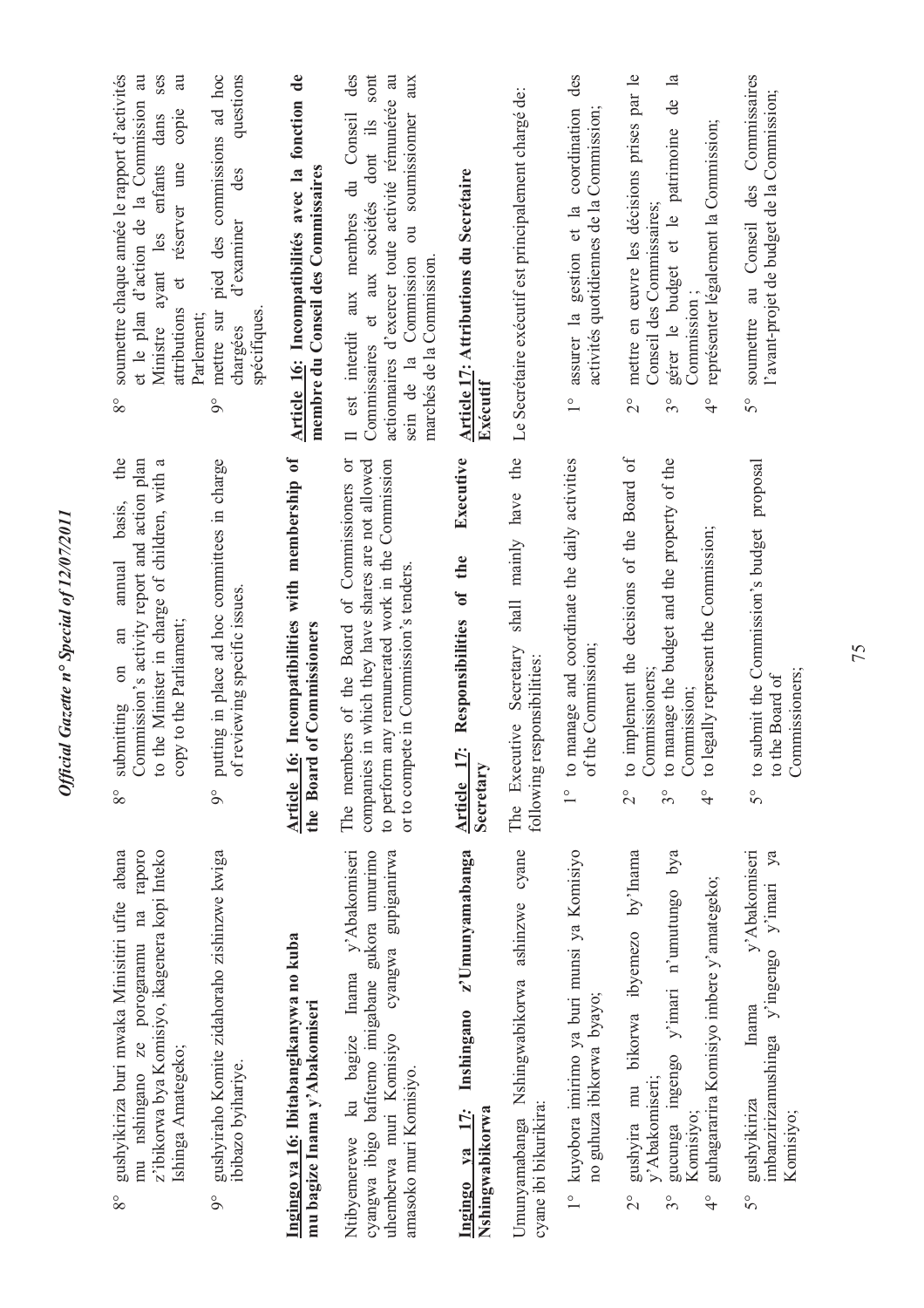8° gushyikiriza buri mwaka Minisitiri ufite abana mu nshingano ze porogaramu na raporo z'ibikorwa bya Komisiyo, ikagenera kopi Inteko Ishinga Amategeko;

9° gushyiraho Komite zidahoraho zishinzwe kwiga ibibazo byihariye.

**Ingingo ya 16: Ibitabangikanywa no kuba mu bagize Inama y'Abakomiseri**

Ntibyemerewe ku bagize Inama y'Abakomiseri cyangwa ibigo bafitemo imigabane gukora umurimo uhemberwa muri Komisiyo cyangwa gupiganirwa amasoko muri Komisiyo.

**Ingingo ya 17: Inshingano z'Umunyamabanga Nshingwabikorwa**

Umunyamabanga Nshingwabikorwa ashinzwe cyane cyane ibi bikurikira:

1° kuyobora imirimo ya buri munsi ya Komisiyo no guhuza ibikorwa byayo;

2° gushyira mu bikorwa ibyemezo by'Inama y'Abakomiseri;

3° gucunga ingengo y'imari n'umutungo bya Komisiyo;

4° guhagararira Komisiyo imbere y'amategeko;

5° gushyikiriza Inama y'Abakomiseri imbanzirizamushinga y'ingengo y'imari ya Komisiyo;

8° submitting on an annual basis, the Commission's activity report and action plan to the Minister in charge of children, with a copy to the Parliament;

9° putting in place ad hoc committees in charge of reviewing specific issues.

**Article 16: Incompatibilities with membership of the Board of Commissioners**

The members of the Board of Commissioners or companies in which they have shares are not allowed to perform any remunerated work in the Commission or to compete in Commission's tenders.

**Article 17: Responsibilities of the Executive Secretary**

The Executive Secretary shall mainly have the following responsibilities:

1° to manage and coordinate the daily activities of the Commission;

2° to implement the decisions of the Board of Commissioners;

3° to manage the budget and the property of the Commission;

4° to legally represent the Commission;

5° to submit the Commission's budget proposal to the Board of Commissioners;

8° soumettre chaque année le rapport d'activités et le plan d'action de la Commission au Ministre ayant les enfants dans ses attributions et réserver une copie au Parlement;

9° mettre sur pied des commissions ad hoc chargées d'examiner des questions spécifiques.

**Article 16: Incompatibilités avec la fonction de membre du Conseil des Commissaires**

Il est interdit aux membres du Conseil des Commissaires et aux sociétés dont ils sont actionnaires d'exercer toute activité rémunérée au sein de la Commission ou soumissionner aux marchés de la Commission.

**Article 17: Attributions du Secrétaire Exécutif**

Le Secrétaire exécutif est principalement chargé de:

1° assurer la gestion et la coordination des activités quotidiennes de la Commission;

2° mettre en œuvre les décisions prises par le Conseil des Commissaires;

3° gérer le budget et le patrimoine de la Commission ;

4° représenter légalement la Commission;

5° soumettre au Conseil des Commissaires l'avant-projet de budget de la Commission;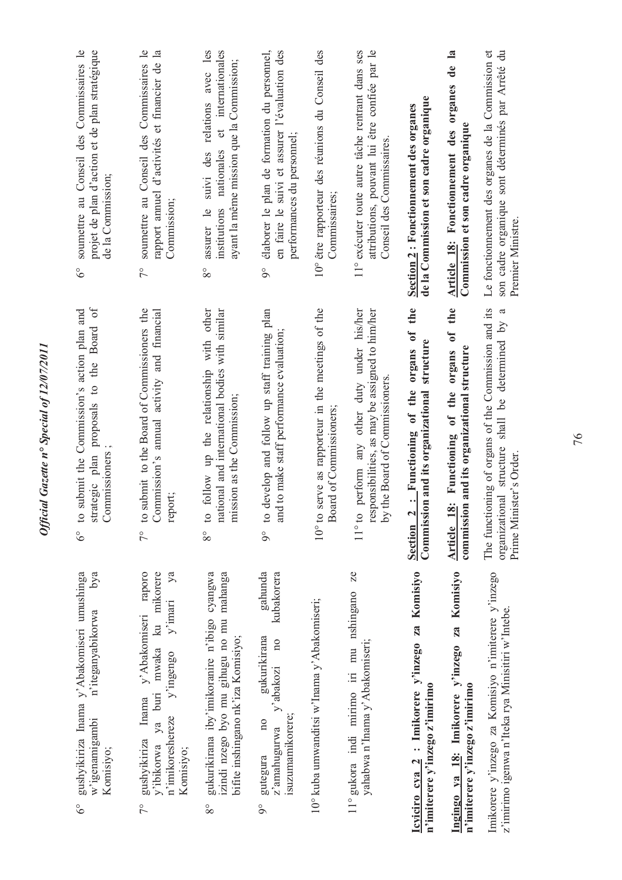6° gushyikiriza Inama y'Abakomiseri umushinga w'igenamigambi n'iteganyabikorwa bya Komisiyo;

7° gushyikiriza Inama y'Abakomiseri raporo y'ibikorwa ya buri mwaka ku mikorere n'imikoreshereze y'ingengo y'imari ya Komisiyo;

8° gukurikirana iby'imikoranire n'ibigo cyangwa izindi nzego byo mu gihugu no mu mahanga bifite inshingano nk'iza Komisiyo;

9° gutegura no gukurikirana gahunda z'amahugurwa y'abakozi no kubakorera isuzumamikorere;

10° kuba umwanditsi w'Inama y'Abakomiseri;

11° gukora indi mirimo iri mu nshingano ze yahabwa n'Inama y'Abakomiseri;

**Icyiciro cya 2 : Imikorere y'inzego za Komisiyo n'imiterere y'inzego z'imirimo**

**Ingingo ya 18: Imikorere y'inzego za Komisiyo n'imiterere y'inzego z'imirimo**

Imikorere y'inzego za Komisiyo n'imiterere y'inzego z'imirimo igenwa n'Iteka rya Minisitiri w'Intebe.

6° to submit the Commission's action plan and strategic plan proposals to the Board of Commissioners ;

7° to submit to the Board of Commissioners the Commission's annual activity and financial report;

8° to follow up the relationship with other national and international bodies with similar mission as the Commission;

9° to develop and follow up staff training plan and to make staff performance evaluation;

10° to serve as rapporteur in the meetings of the Board of Commissioners;

11° to perform any other duty under his/her responsibilities, as may be assigned to him/her by the Board of Commissioners.

**Section 2 : Functioning of the organs of the Commission and its organizational structure**

**Article 18: Functioning of the organs of the commission and its organizational structure**

The functioning of organs of the Commission and its organizational structure shall be determined by a Prime Minister's Order.

6° soumettre au Conseil des Commissaires le projet de plan d'action et de plan stratégique de la Commission;

7° soumettre au Conseil des Commissaires le rapport annuel d'activités et financier de la Commission;

8° assurer le suivi des relations avec les institutions nationales et internationales ayant la même mission que la Commission;

9° élaborer le plan de formation du personnel, en faire le suivi et assurer l'évaluation des performances du personnel;

10° être rapporteur des réunions du Conseil des Commissaires;

11° exécuter toute autre tâche rentrant dans ses attributions, pouvant lui être confiée par le Conseil des Commissaires.

**Section 2 : Fonctionnement des organes de la Commission et son cadre organique**

**Article 18: Fonctionnement des organes de la Commission et son cadre organique**

Le fonctionnement des organes de la Commission et son cadre organique sont déterminés par Arrêté du Premier Ministre.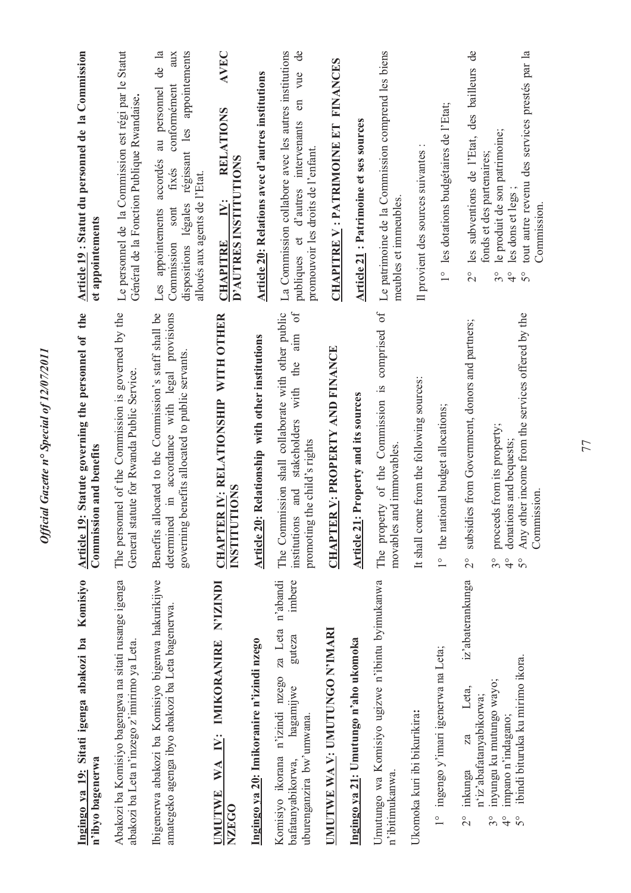**Ingingo ya 19: Sitati igenga abakozi ba Komisiyo n'ibyo bagenerwa**

Abakozi ba Komisiyo bagengwa na sitati rusange igenga abakozi ba Leta n'inzego z'imirimo ya Leta.

Ibigenerwa abakozi ba Komisiyo bigenwa hakurikijwe amategeko agenga ibyo abakozi ba Leta bagenerwa.

**UMUTWE WA IV: IMIKORANIRE N'IZINDI NZEGO**

**Ingingo ya 20: Imikoranire n'izindi nzego**

Komisiyo ikorana n'izindi nzego za Leta n'abandi bafatanyabikorwa, hagamijwe guteza imbere uburenganzira bw'umwana.

**UMUTWE WA V: UMUTUNGO N'IMARI**

**Ingingo ya 21: Umutungo n'aho ukomoka**

Umutungo wa Komisiyo ugizwe n'ibintu byimukanwa n'ibitimukanwa.

Ukomoka kuri ibi bikurikira:

1° ingengo y'imari igenerwa na Leta;

2° inkunga za Leta, iz'abaterankunga n'iz'abafatanyabikorwa;

3° inyungu ku mutungo wayo;

4° impano n'indagano;

5° ibindi bituruka ku mirimo ikora.

**Article 19: Statute governing the personnel of the Commission and benefits**

The personnel of the Commission is governed by the General statute for Rwanda Public Service.

Benefits allocated to the Commission's staff shall be determined in accordance with legal provisions governing benefits allocated to public servants.

**CHAPTER IV: RELATIONSHIP WITH OTHER INSTITUTIONS**

**Article 20: Relationship with other institutions**

The Commission shall collaborate with other public institutions and stakeholders with the aim of promoting the child's rights

**CHAPTER V: PROPERTY AND FINANCE**

**Article 21: Property and its sources**

The property of the Commission is comprised of movables and immovables.

It shall come from the following sources:

1° the national budget allocations;

2° subsidies from Government, donors and partners;

3° proceeds from its property;

4° donations and bequests;

5° Any other income from the services offered by the Commission.

**Article 19 : Statut du personnel de la Commission et appointements**

Le personnel de la Commission est régi par le Statut Général de la Fonction Publique Rwandaise.

Les appointements accordés au personnel de la Commission sont fixés conformément aux dispositions légales régissant les appointements alloués aux agents de l'Etat.

**CHAPITRE IV: RELATIONS AVEC D'AUTRES INSTITUTIONS**

**Article 20: Relations avec d'autres institutions**

La Commission collabore avec les autres institutions publiques et d'autres intervenants en vue de promouvoir les droits de l'enfant.

**CHAPITRE V : PATRIMOINE ET FINANCES**

**Article 21 : Patrimoine et ses sources**

Le patrimoine de la Commission comprend les biens meubles et immeubles.

Il provient des sources suivantes :

1° les dotations budgétaires de l'Etat;

2° les subventions de l'Etat, des bailleurs de fonds et des partenaires;

3° le produit de son patrimoine;

4° les dons et legs ;

5° tout autre revenu des services prestés par la Commission.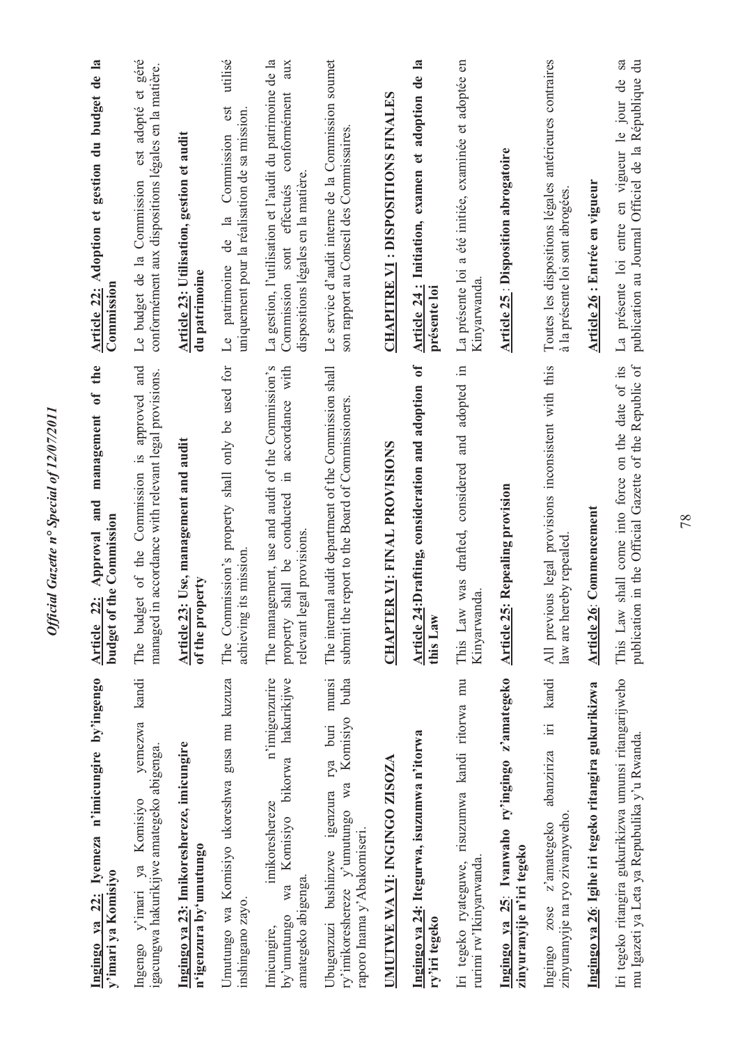**Ingingo ya 22: Iyemeza n'imicungire by'ingengo y'imari ya Komisiyo**

Ingengo y'imari ya Komisiyo yemezwa kandi igacungwa hakurikijwe amategeko abigenga.

**Ingingo ya 23: Imikoreshereze, imicungire n'igenzura by'umutungo**

Umutungo wa Komisiyo ukoreshwa gusa mu kuzuza inshingano zayo.

Imicungire, imikoreshereze n'imigenzurire by'umutungo wa Komisiyo bikorwa hakurikijwe amategeko abigenga.

Ubugenzuzi bushinzwe igenzura rya buri munsi ry'imikoreshereze y'umutungo wa Komisiyo buha raporo Inama y'Abakomiseri.

**UMUTWE WA VI: INGINGO ZISOZA**

**Ingingo ya 24: Itegurwa, isuzumwa n'itorwa ry'iri tegeko**

Iri tegeko ryateguwe, risuzumwa kandi ritorwa mu rurimi rw'Ikinyarwanda.

**Ingingo ya 25: Ivanwaho ry'ingingo z'amategeko zinyuranyije n'iri tegeko**

Ingingo zose z'amategeko abanziriza iri kandi zinyuranyije na ryo zivanyweho.

**Ingingo ya 26: Igihe iri tegeko ritangira gukurikizwa**

Iri tegeko ritangira gukurikizwa umunsi ritangarijweho mu Igazeti ya Leta ya Repubulika y'u Rwanda.

**Article 22: Approval and management of the budget of the Commission**

The budget of the Commission is approved and managed in accordance with relevant legal provisions.

**Article 23: Use, management and audit of the property**

The Commission's property shall only be used for achieving its mission.

The management, use and audit of the Commission's property shall be conducted in accordance with relevant legal provisions.

The internal audit department of the Commission shall submit the report to the Board of Commissioners.

**CHAPTER VI: FINAL PROVISIONS**

**Article 24: Drafting, consideration and adoption of this Law**

This Law was drafted, considered and adopted in Kinyarwanda.

**Article 25: Repealing provision**

All previous legal provisions inconsistent with this law are hereby repealed.

**Article 26: Commencement**

This Law shall come into force on the date of its publication in the Official Gazette of the Republic of

**Article 22: Adoption et gestion du budget de la Commission**

Le budget de la Commission est adopté et géré conformément aux dispositions légales en la matière.

**Article 23: Utilisation, gestion et audit du patrimoine**

Le patrimoine de la Commission est utilisé uniquement pour la réalisation de sa mission.

La gestion, l'utilisation et l'audit du patrimoine de la Commission sont effectués conformément aux dispositions légales en la matière.

Le service d'audit interne de la Commission soumet son rapport au Conseil des Commissaires.

**CHAPITRE VI : DISPOSITIONS FINALES**

**Article 24 : Initiation, examen et adoption de la présente loi**

La présente loi a été initiée, examinée et adoptée en Kinyarwanda.

**Article 25 : Disposition abrogatoire**

Toutes les dispositions légales antérieures contraires à la présente loi sont abrogées.

**Article 26 : Entrée en vigueur**

La présente loi entre en vigueur le jour de sa publication au Journal Officiel de la République du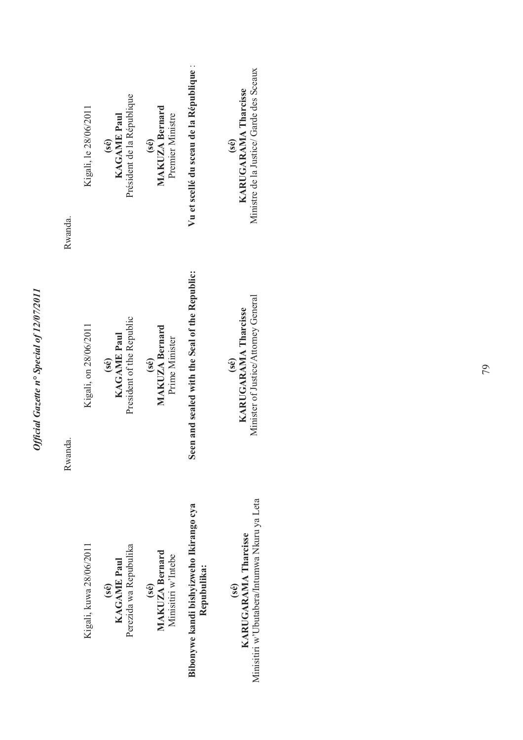Kigali, kuwa 28/06/2011

(sé)
**KAGAME Paul**
Perezida wa Repubulika

(sé)
**MAKUZA Bernard**
Minisitiri w'Intebe

**Bibonywe kandi bishyizweho Ikirango cya Repubulika:**

(sé)
**KARUGARAMA Tharcisse**
Minisitiri w'Ubutabera/Intumwa Nkuru ya Leta

Rwanda.

Kigali, on 28/06/2011

(sé)
**KAGAME Paul**
President of the Republic

(sé)
**MAKUZA Bernard**
Prime Minister

**Seen and sealed with the Seal of the Republic:**

(sé)
**KARUGARAMA Tharcisse**
Minister of Justice/Attorney General

Rwanda.

Kigali, le 28/06/2011

(sé)
**KAGAME Paul**
Président de la République

(sé)
**MAKUZA Bernard**
Premier Ministre

**Vu et scellé du sceau de la République** :

(sé)
**KARUGARAMA Tharcisse**
Ministre de la Justice/ Garde des Sceaux